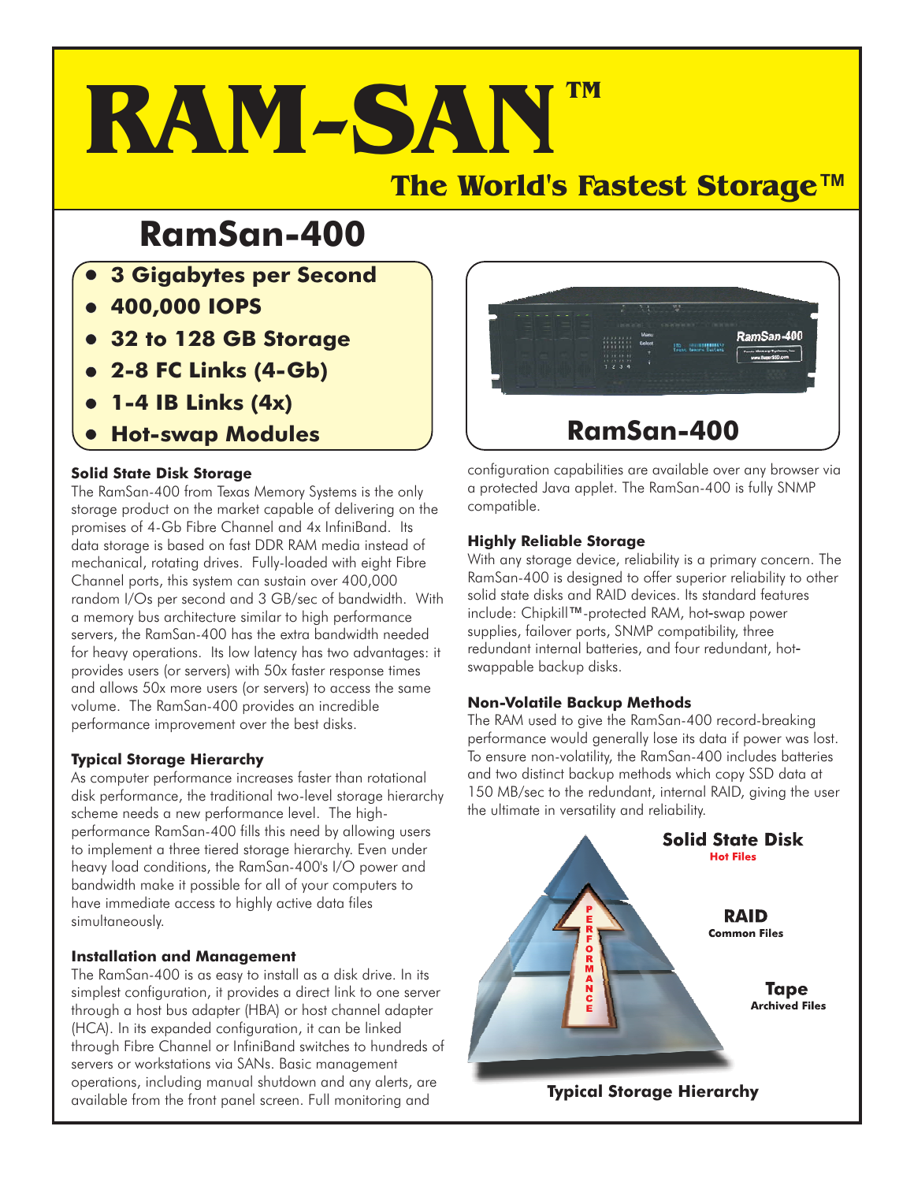# RAM-SAN™

## The World's Fastest Storage™

## RamSan-400

- **3 Gigabytes per Second**
- **400,000 IOPS**
- **32 to 128 GB Storage**
- **2-8 FC Links (4-Gb)**
- **1-4 IB Links (4x)**
- **Hot-swap Modules**

RamSan-400

### Solid State Disk Storage

The RamSan-400 from Texas Memory Systems is the only storage product on the market capable of delivering on the promises of 4-Gb Fibre Channel and 4x InfiniBand. Its data storage is based on fast DDR RAM media instead of mechanical, rotating drives. Fully-loaded with eight Fibre Channel ports, this system can sustain over 400,000 random I/Os per second and 3 GB/sec of bandwidth. With a memory bus architecture similar to high performance servers, the RamSan-400 has the extra bandwidth needed for heavy operations. Its low latency has two advantages: it provides users (or servers) with 50x faster response times and allows 50x more users (or servers) to access the same volume. The RamSan-400 provides an incredible performance improvement over the best disks.

### Typical Storage Hierarchy

As computer performance increases faster than rotational disk performance, the traditional two-level storage hierarchy scheme needs a new performance level. The high-performance RamSan-400 fills this need by allowing users to implement a three tiered storage hierarchy. Even under heavy load conditions, the RamSan-400's I/O power and bandwidth make it possible for all of your computers to have immediate access to highly active data files simultaneously.

### Installation and Management

The RamSan-400 is as easy to install as a disk drive. In its simplest configuration, it provides a direct link to one server through a host bus adapter (HBA) or host channel adapter (HCA). In its expanded configuration, it can be linked through Fibre Channel or InfiniBand switches to hundreds of servers or workstations via SANs. Basic management operations, including manual shutdown and any alerts, are available from the front panel screen. Full monitoring and configuration capabilities are available over any browser via a protected Java applet. The RamSan-400 is fully SNMP compatible.

### Highly Reliable Storage

With any storage device, reliability is a primary concern. The RamSan-400 is designed to offer superior reliability to other solid state disks and RAID devices. Its standard features include: Chipkill™-protected RAM, hot-swap power supplies, failover ports, SNMP compatibility, three redundant internal batteries, and four redundant, hot-swappable backup disks.

### Non-Volatile Backup Methods

The RAM used to give the RamSan-400 record-breaking performance would generally lose its data if power was lost. To ensure non-volatility, the RamSan-400 includes batteries and two distinct backup methods which copy SSD data at 150 MB/sec to the redundant, internal RAID, giving the user the ultimate in versatility and reliability.

**Solid State Disk** – Hot Files
**RAID** – Common Files
**Tape** – Archived Files
PERFORMANCE

**Typical Storage Hierarchy**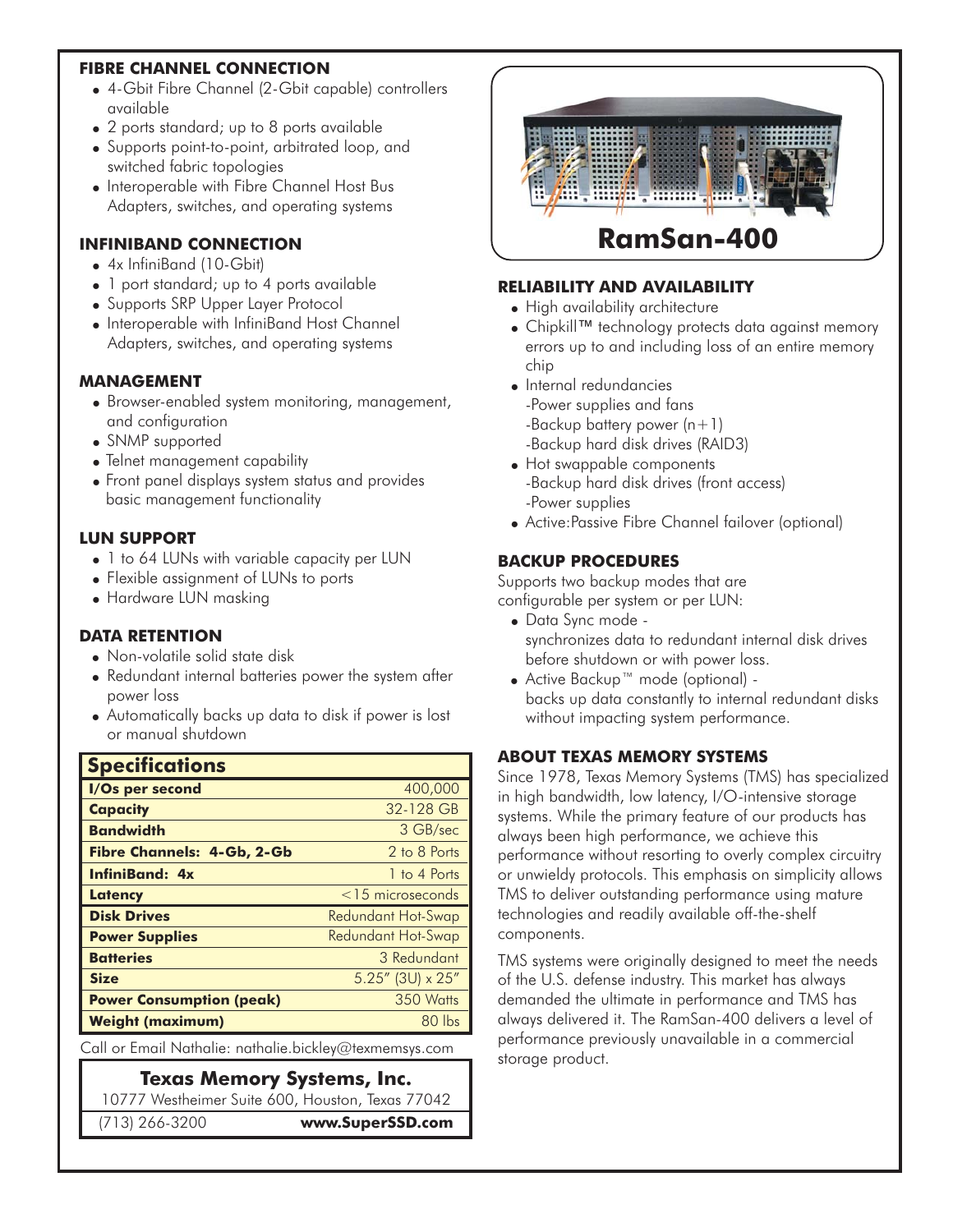## FIBRE CHANNEL CONNECTION

- 4-Gbit Fibre Channel (2-Gbit capable) controllers available
- 2 ports standard; up to 8 ports available
- Supports point-to-point, arbitrated loop, and switched fabric topologies
- Interoperable with Fibre Channel Host Bus Adapters, switches, and operating systems

## INFINIBAND CONNECTION

- 4x InfiniBand (10-Gbit)
- 1 port standard; up to 4 ports available
- Supports SRP Upper Layer Protocol
- Interoperable with InfiniBand Host Channel Adapters, switches, and operating systems

## MANAGEMENT

- Browser-enabled system monitoring, management, and configuration
- SNMP supported
- Telnet management capability
- Front panel displays system status and provides basic management functionality

## LUN SUPPORT

- 1 to 64 LUNs with variable capacity per LUN
- Flexible assignment of LUNs to ports
- Hardware LUN masking

## DATA RETENTION

- Non-volatile solid state disk
- Redundant internal batteries power the system after power loss
- Automatically backs up data to disk if power is lost or manual shutdown

## Specifications

| | |
|---|---|
| **I/Os per second** | 400,000 |
| **Capacity** | 32-128 GB |
| **Bandwidth** | 3 GB/sec |
| **Fibre Channels: 4-Gb, 2-Gb** | 2 to 8 Ports |
| **InfiniBand: 4x** | 1 to 4 Ports |
| **Latency** | <15 microseconds |
| **Disk Drives** | Redundant Hot-Swap |
| **Power Supplies** | Redundant Hot-Swap |
| **Batteries** | 3 Redundant |
| **Size** | 5.25" (3U) x 25" |
| **Power Consumption (peak)** | 350 Watts |
| **Weight (maximum)** | 80 lbs |

Call or Email Nathalie: nathalie.bickley@texmemsys.com

**Texas Memory Systems, Inc.**
10777 Westheimer Suite 600, Houston, Texas 77042
(713) 266-3200 **www.SuperSSD.com**

# RamSan-400

## RELIABILITY AND AVAILABILITY

- High availability architecture
- Chipkill™ technology protects data against memory errors up to and including loss of an entire memory chip
- Internal redundancies
  - -Power supplies and fans
  - -Backup battery power (n+1)
  - -Backup hard disk drives (RAID3)
- Hot swappable components
  - -Backup hard disk drives (front access)
  - -Power supplies
- Active:Passive Fibre Channel failover (optional)

## BACKUP PROCEDURES

Supports two backup modes that are configurable per system or per LUN:

- Data Sync mode - synchronizes data to redundant internal disk drives before shutdown or with power loss.
- Active Backup™ mode (optional) - backs up data constantly to internal redundant disks without impacting system performance.

## ABOUT TEXAS MEMORY SYSTEMS

Since 1978, Texas Memory Systems (TMS) has specialized in high bandwidth, low latency, I/O-intensive storage systems. While the primary feature of our products has always been high performance, we achieve this performance without resorting to overly complex circuitry or unwieldy protocols. This emphasis on simplicity allows TMS to deliver outstanding performance using mature technologies and readily available off-the-shelf components.

TMS systems were originally designed to meet the needs of the U.S. defense industry. This market has always demanded the ultimate in performance and TMS has always delivered it. The RamSan-400 delivers a level of performance previously unavailable in a commercial storage product.